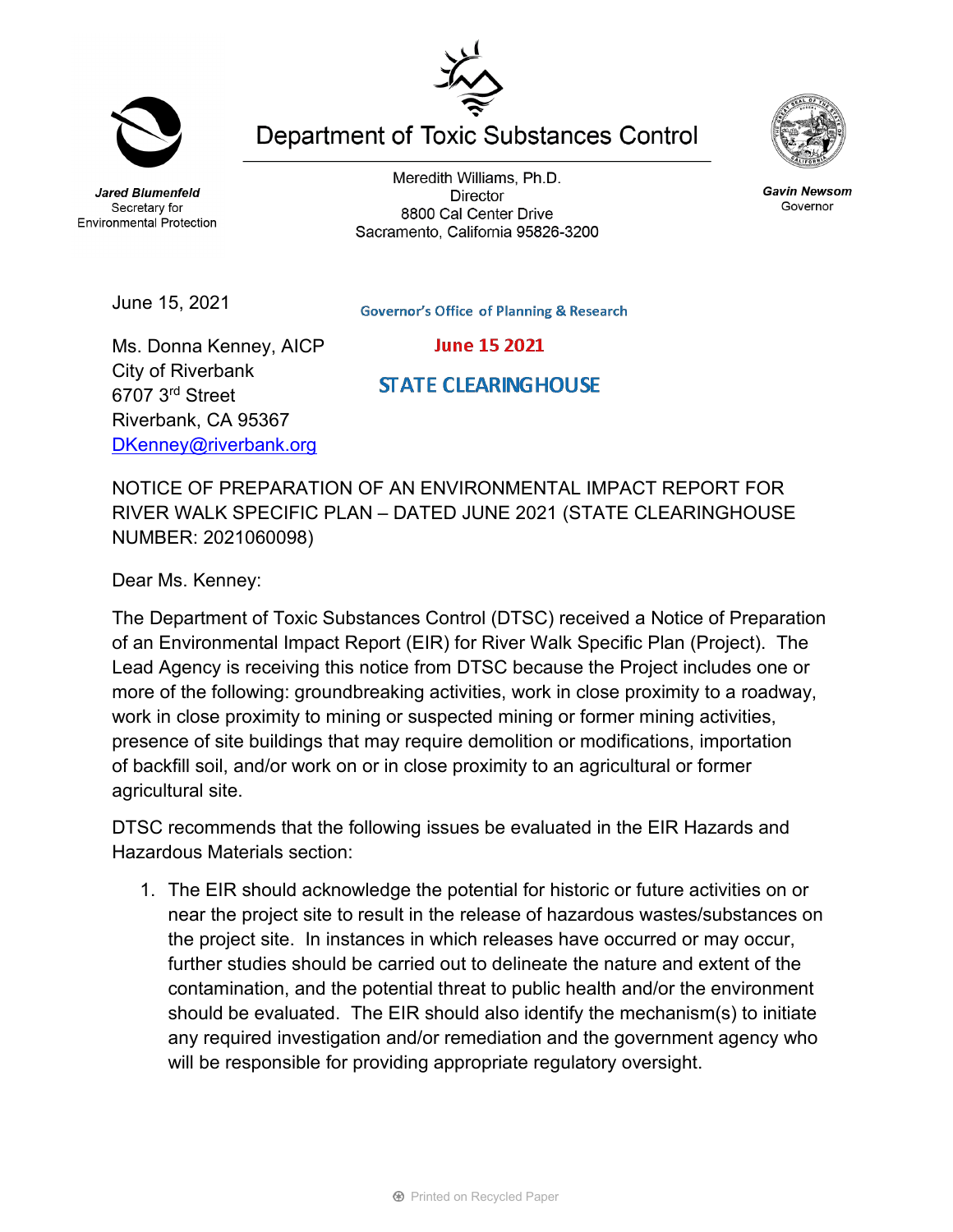Jared Blumenfeld
Secretary for
Environmental Protection

# Department of Toxic Substances Control

Meredith Williams, Ph.D.
Director
8800 Cal Center Drive
Sacramento, California 95826-3200

Gavin Newsom
Governor

June 15, 2021

Governor's Office of Planning & Research

June 15 2021

STATE CLEARINGHOUSE

Ms. Donna Kenney, AICP
City of Riverbank
6707 3rd Street
Riverbank, CA 95367
DKenney@riverbank.org

NOTICE OF PREPARATION OF AN ENVIRONMENTAL IMPACT REPORT FOR RIVER WALK SPECIFIC PLAN – DATED JUNE 2021 (STATE CLEARINGHOUSE NUMBER: 2021060098)

Dear Ms. Kenney:

The Department of Toxic Substances Control (DTSC) received a Notice of Preparation of an Environmental Impact Report (EIR) for River Walk Specific Plan (Project). The Lead Agency is receiving this notice from DTSC because the Project includes one or more of the following: groundbreaking activities, work in close proximity to a roadway, work in close proximity to mining or suspected mining or former mining activities, presence of site buildings that may require demolition or modifications, importation of backfill soil, and/or work on or in close proximity to an agricultural or former agricultural site.

DTSC recommends that the following issues be evaluated in the EIR Hazards and Hazardous Materials section:

1. The EIR should acknowledge the potential for historic or future activities on or near the project site to result in the release of hazardous wastes/substances on the project site. In instances in which releases have occurred or may occur, further studies should be carried out to delineate the nature and extent of the contamination, and the potential threat to public health and/or the environment should be evaluated. The EIR should also identify the mechanism(s) to initiate any required investigation and/or remediation and the government agency who will be responsible for providing appropriate regulatory oversight.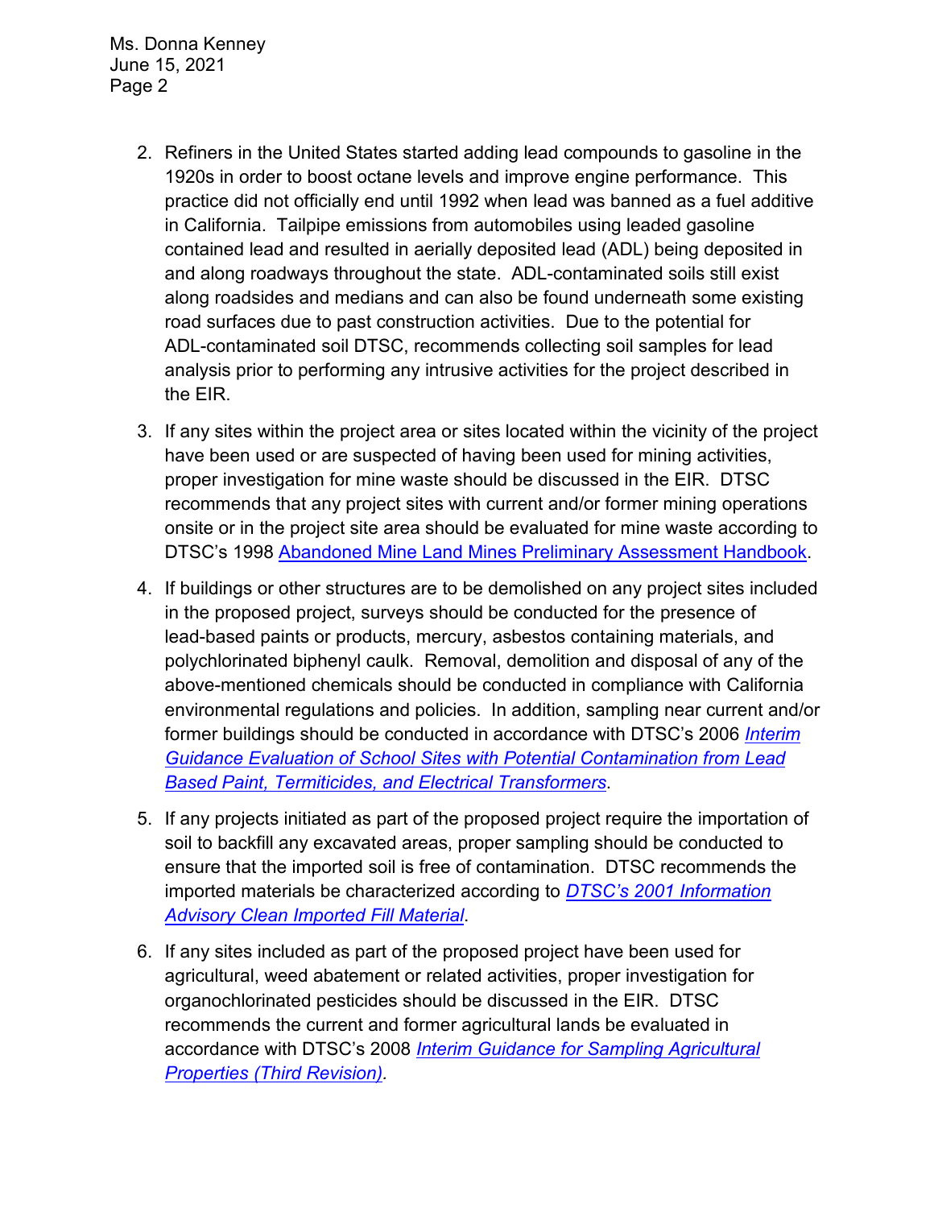2. Refiners in the United States started adding lead compounds to gasoline in the 1920s in order to boost octane levels and improve engine performance. This practice did not officially end until 1992 when lead was banned as a fuel additive in California. Tailpipe emissions from automobiles using leaded gasoline contained lead and resulted in aerially deposited lead (ADL) being deposited in and along roadways throughout the state. ADL-contaminated soils still exist along roadsides and medians and can also be found underneath some existing road surfaces due to past construction activities. Due to the potential for ADL-contaminated soil DTSC, recommends collecting soil samples for lead analysis prior to performing any intrusive activities for the project described in the EIR.

3. If any sites within the project area or sites located within the vicinity of the project have been used or are suspected of having been used for mining activities, proper investigation for mine waste should be discussed in the EIR. DTSC recommends that any project sites with current and/or former mining operations onsite or in the project site area should be evaluated for mine waste according to DTSC's 1998 [Abandoned Mine Land Mines Preliminary Assessment Handbook]().

4. If buildings or other structures are to be demolished on any project sites included in the proposed project, surveys should be conducted for the presence of lead-based paints or products, mercury, asbestos containing materials, and polychlorinated biphenyl caulk. Removal, demolition and disposal of any of the above-mentioned chemicals should be conducted in compliance with California environmental regulations and policies. In addition, sampling near current and/or former buildings should be conducted in accordance with DTSC's 2006 [*Interim Guidance Evaluation of School Sites with Potential Contamination from Lead Based Paint, Termiticides, and Electrical Transformers*]().

5. If any projects initiated as part of the proposed project require the importation of soil to backfill any excavated areas, proper sampling should be conducted to ensure that the imported soil is free of contamination. DTSC recommends the imported materials be characterized according to [*DTSC's 2001 Information Advisory Clean Imported Fill Material*]().

6. If any sites included as part of the proposed project have been used for agricultural, weed abatement or related activities, proper investigation for organochlorinated pesticides should be discussed in the EIR. DTSC recommends the current and former agricultural lands be evaluated in accordance with DTSC's 2008 [*Interim Guidance for Sampling Agricultural Properties (Third Revision)*]().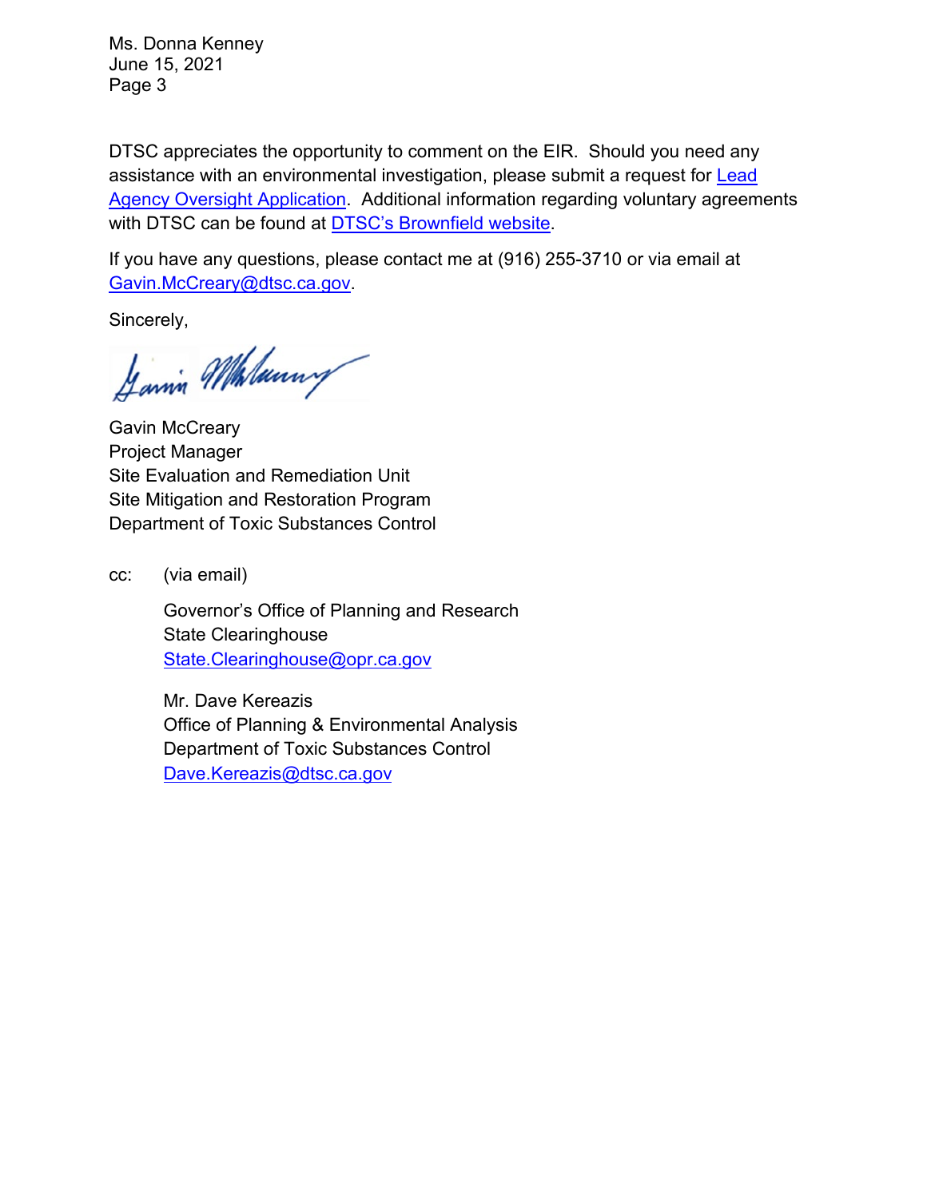Ms. Donna Kenney
June 15, 2021
Page 3

DTSC appreciates the opportunity to comment on the EIR. Should you need any assistance with an environmental investigation, please submit a request for Lead Agency Oversight Application. Additional information regarding voluntary agreements with DTSC can be found at DTSC's Brownfield website.

If you have any questions, please contact me at (916) 255-3710 or via email at Gavin.McCreary@dtsc.ca.gov.

Sincerely,

Gavin McCreary
Project Manager
Site Evaluation and Remediation Unit
Site Mitigation and Restoration Program
Department of Toxic Substances Control

cc: (via email)

Governor's Office of Planning and Research
State Clearinghouse
State.Clearinghouse@opr.ca.gov

Mr. Dave Kereazis
Office of Planning & Environmental Analysis
Department of Toxic Substances Control
Dave.Kereazis@dtsc.ca.gov